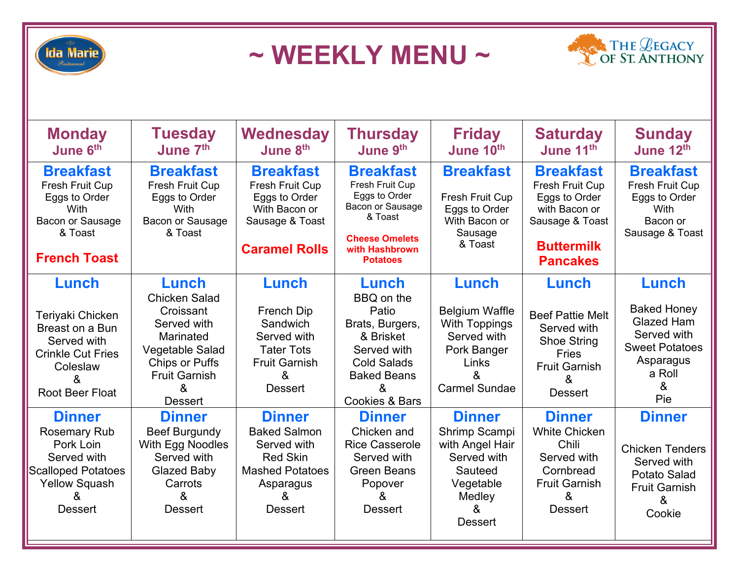Ida Marie Restaurant

# ~ WEEKLY MENU ~

The Legacy of St. Anthony

| Monday June 6th | Tuesday June 7th | Wednesday June 8th | Thursday June 9th | Friday June 10th | Saturday June 11th | Sunday June 12th |
|---|---|---|---|---|---|---|
| **Breakfast** Fresh Fruit Cup Eggs to Order With Bacon or Sausage & Toast **French Toast** | **Breakfast** Fresh Fruit Cup Eggs to Order With Bacon or Sausage & Toast | **Breakfast** Fresh Fruit Cup Eggs to Order With Bacon or Sausage & Toast **Caramel Rolls** | **Breakfast** Fresh Fruit Cup Eggs to Order Bacon or Sausage & Toast **Cheese Omelets with Hashbrown Potatoes** | **Breakfast** Fresh Fruit Cup Eggs to Order With Bacon or Sausage & Toast | **Breakfast** Fresh Fruit Cup Eggs to Order with Bacon or Sausage & Toast **Buttermilk Pancakes** | **Breakfast** Fresh Fruit Cup Eggs to Order With Bacon or Sausage & Toast |
| **Lunch** Teriyaki Chicken Breast on a Bun Served with Crinkle Cut Fries Coleslaw & Root Beer Float | **Lunch** Chicken Salad Croissant Served with Marinated Vegetable Salad Chips or Puffs Fruit Garnish & Dessert | **Lunch** French Dip Sandwich Served with Tater Tots Fruit Garnish & Dessert | **Lunch** BBQ on the Patio Brats, Burgers, & Brisket Served with Cold Salads Baked Beans & Cookies & Bars | **Lunch** Belgium Waffle With Toppings Served with Pork Banger Links & Carmel Sundae | **Lunch** Beef Pattie Melt Served with Shoe String Fries Fruit Garnish & Dessert | **Lunch** Baked Honey Glazed Ham Served with Sweet Potatoes Asparagus a Roll & Pie |
| **Dinner** Rosemary Rub Pork Loin Served with Scalloped Potatoes Yellow Squash & Dessert | **Dinner** Beef Burgundy With Egg Noodles Served with Glazed Baby Carrots & Dessert | **Dinner** Baked Salmon Served with Red Skin Mashed Potatoes Asparagus & Dessert | **Dinner** Chicken and Rice Casserole Served with Green Beans Popover & Dessert | **Dinner** Shrimp Scampi with Angel Hair Served with Sauteed Vegetable Medley & Dessert | **Dinner** White Chicken Chili Served with Cornbread Fruit Garnish & Dessert | **Dinner** Chicken Tenders Served with Potato Salad Fruit Garnish & Cookie |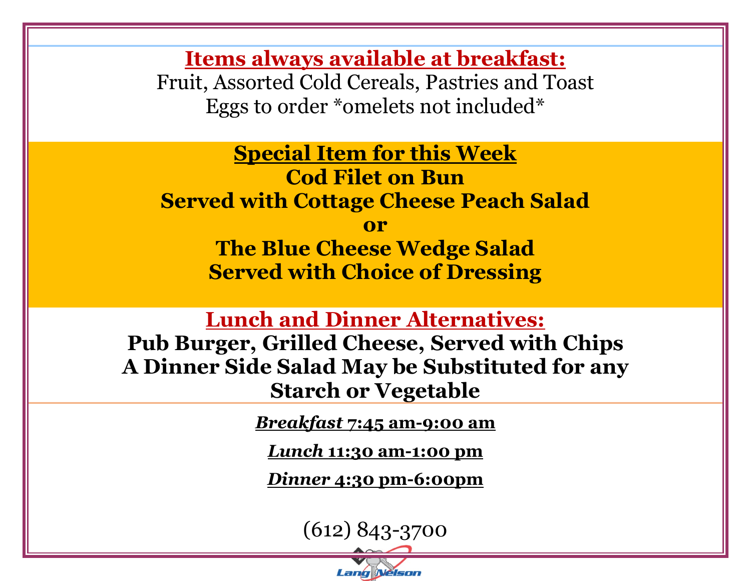## Items always available at breakfast:

Fruit, Assorted Cold Cereals, Pastries and Toast
Eggs to order *omelets not included*

## Special Item for this Week

**Cod Filet on Bun**
**Served with Cottage Cheese Peach Salad**
**or**
**The Blue Cheese Wedge Salad**
**Served with Choice of Dressing**

## Lunch and Dinner Alternatives:

**Pub Burger, Grilled Cheese, Served with Chips**
**A Dinner Side Salad May be Substituted for any Starch or Vegetable**

***Breakfast* 7:45 am-9:00 am**

***Lunch* 11:30 am-1:00 pm**

***Dinner* 4:30 pm-6:00pm**

(612) 843-3700

Lang Nelson